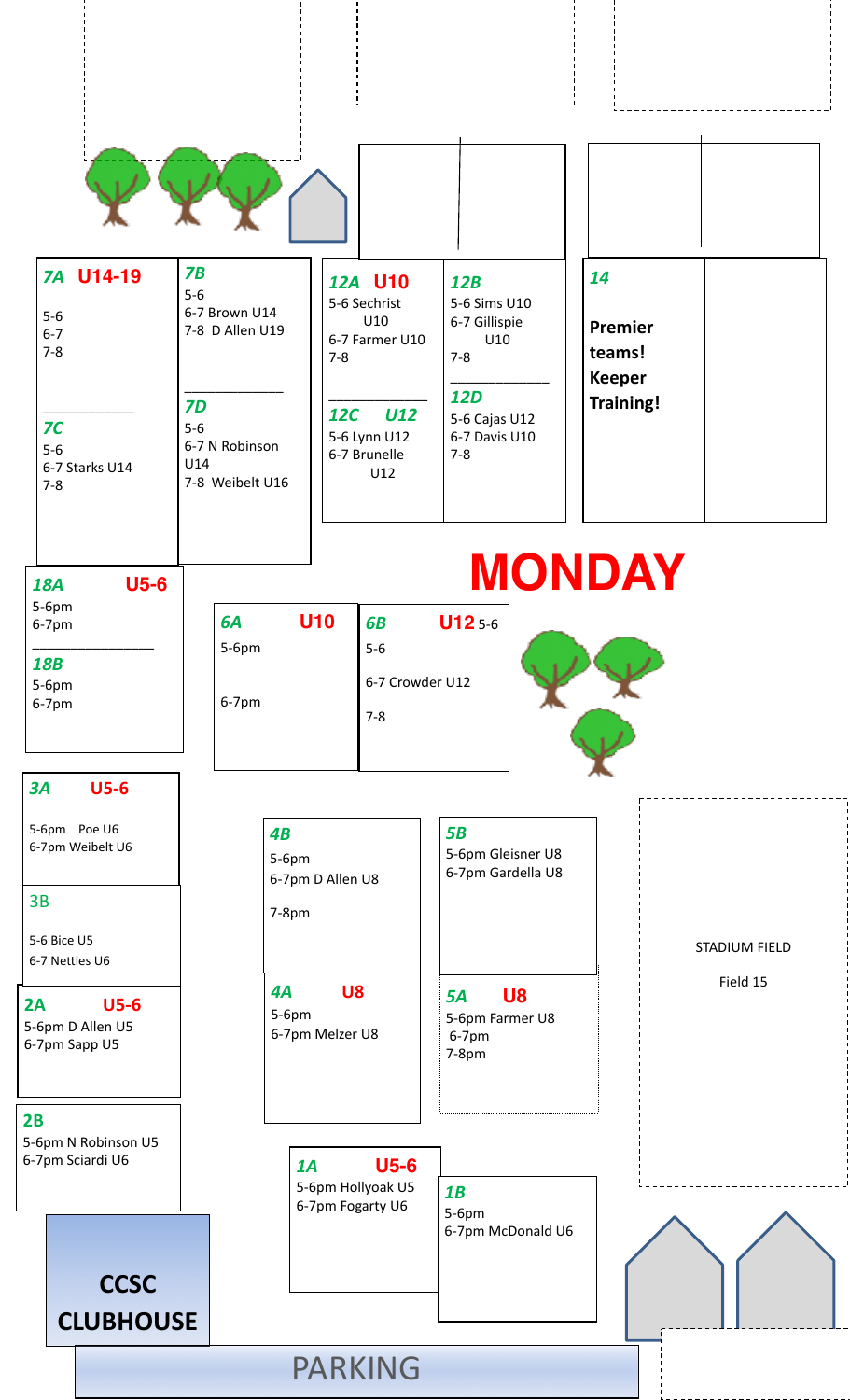# MONDAY

**7A U14-19**
5-6
6-7
7-8

**7C**
5-6
6-7 Starks U14
7-8

**7B**
5-6
6-7 Brown U14
7-8 D Allen U19

**7D**
5-6
6-7 N Robinson U14
7-8 Weibelt U16

**12A U10**
5-6 Sechrist U10
6-7 Farmer U10
7-8

**12C U12**
5-6 Lynn U12
6-7 Brunelle U12

**12B**
5-6 Sims U10
6-7 Gillispie U10
7-8

**12D**
5-6 Cajas U12
6-7 Davis U10
7-8

**14**
**Premier teams! Keeper Training!**

**18A U5-6**
5-6pm
6-7pm

**18B**
5-6pm
6-7pm

**6A U10**
5-6pm
6-7pm

**6B U12** 5-6
5-6
6-7 Crowder U12
7-8

**3A U5-6**
5-6pm Poe U6
6-7pm Weibelt U6

**3B**
5-6 Bice U5
6-7 Nettles U6

**2A U5-6**
5-6pm D Allen U5
6-7pm Sapp U5

**2B**
5-6pm N Robinson U5
6-7pm Sciardi U6

**4B**
5-6pm
6-7pm D Allen U8
7-8pm

**4A U8**
5-6pm
6-7pm Melzer U8

**5B**
5-6pm Gleisner U8
6-7pm Gardella U8

**5A U8**
5-6pm Farmer U8
6-7pm
7-8pm

STADIUM FIELD
Field 15

**1A U5-6**
5-6pm Hollyoak U5
6-7pm Fogarty U6

**1B**
5-6pm
6-7pm McDonald U6

**CCSC CLUBHOUSE**

PARKING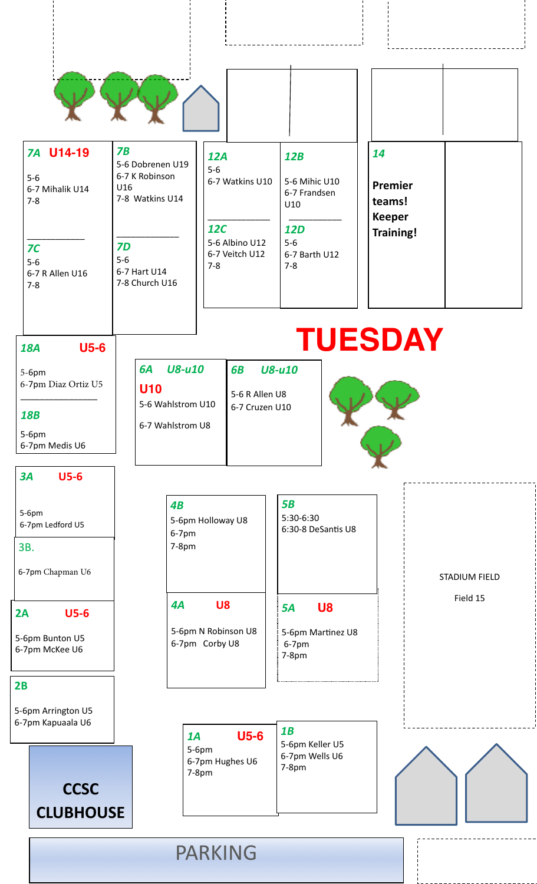# TUESDAY

**7A U14-19**
5-6
6-7 Mihalik U14
7-8

**7B**
5-6 Dobrenen U19
6-7 K Robinson U16
7-8 Watkins U14

**7C**
5-6
6-7 R Allen U16
7-8

**7D**
5-6
6-7 Hart U14
7-8 Church U16

**12A**
5-6
6-7 Watkins U10

**12B**
5-6 Mihic U10
6-7 Frandsen U10

**12C**
5-6 Albino U12
6-7 Veitch U12
7-8

**12D**
5-6
6-7 Barth U12
7-8

**14**

**Premier teams! Keeper Training!**

**18A U5-6**
5-6pm
6-7pm Diaz Ortiz U5

**18B**
5-6pm
6-7pm Medis U6

**6A U8-u10**
**U10**
5-6 Wahlstrom U10
6-7 Wahlstrom U8

**6B U8-u10**
5-6 R Allen U8
6-7 Cruzen U10

**3A U5-6**
5-6pm
6-7pm Ledford U5

**3B.**
6-7pm Chapman U6

**4B**
5-6pm Holloway U8
6-7pm
7-8pm

**5B**
5:30-6:30
6:30-8 DeSantis U8

STADIUM FIELD

Field 15

**2A U5-6**
5-6pm Bunton U5
6-7pm McKee U6

**4A U8**
5-6pm N Robinson U8
6-7pm Corby U8

**5A U8**
5-6pm Martinez U8
6-7pm
7-8pm

**2B**
5-6pm Arrington U5
6-7pm Kapuaala U6

**1A U5-6**
5-6pm
6-7pm Hughes U6
7-8pm

**1B**
5-6pm Keller U5
6-7pm Wells U6
7-8pm

**CCSC CLUBHOUSE**

PARKING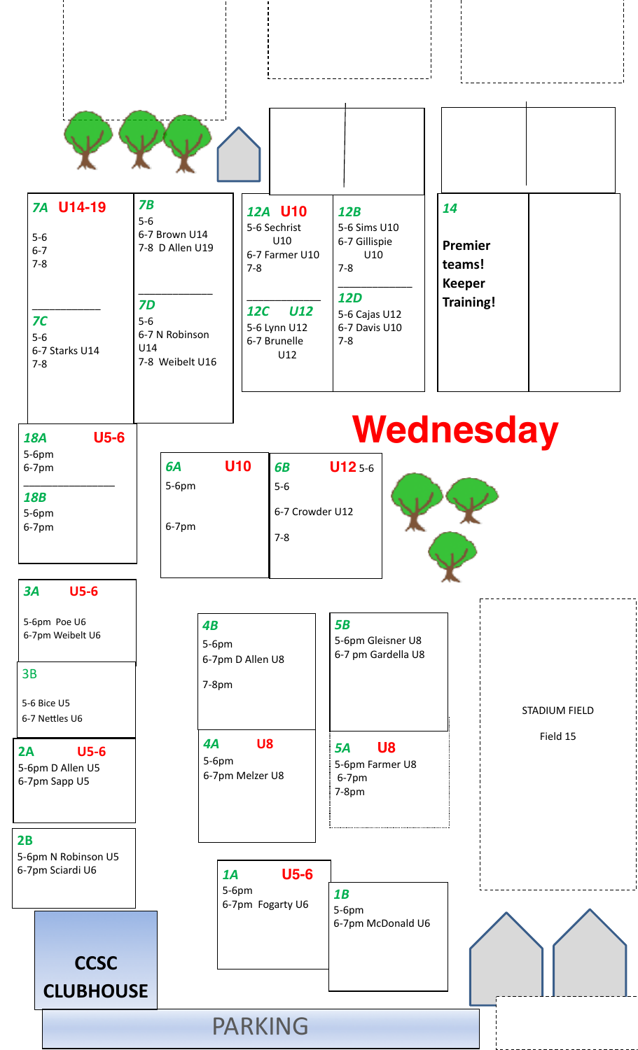# Wednesday

**7A U14-19**
- 5-6
- 6-7
- 7-8

**7C**
- 5-6
- 6-7 Starks U14
- 7-8

**7B**
- 5-6
- 6-7 Brown U14
- 7-8 D Allen U19

**7D**
- 5-6
- 6-7 N Robinson U14
- 7-8 Weibelt U16

**12A U10**
- 5-6 Sechrist U10
- 6-7 Farmer U10
- 7-8

**12C U12**
- 5-6 Lynn U12
- 6-7 Brunelle U12

**12B**
- 5-6 Sims U10
- 6-7 Gillispie U10
- 7-8

**12D**
- 5-6 Cajas U12
- 6-7 Davis U10
- 7-8

**14**

**Premier teams! Keeper Training!**

**18A U5-6**
- 5-6pm
- 6-7pm

**18B**
- 5-6pm
- 6-7pm

**6A U10**
- 5-6pm
- 6-7pm

**6B U12 5-6**
- 5-6
- 6-7 Crowder U12
- 7-8

**3A U5-6**
- 5-6pm Poe U6
- 6-7pm Weibelt U6

**3B**
- 5-6 Bice U5
- 6-7 Nettles U6

**4B**
- 5-6pm
- 6-7pm D Allen U8
- 7-8pm

**5B**
- 5-6pm Gleisner U8
- 6-7 pm Gardella U8

STADIUM FIELD

Field 15

**2A U5-6**
- 5-6pm D Allen U5
- 6-7pm Sapp U5

**4A U8**
- 5-6pm
- 6-7pm Melzer U8

**5A U8**
- 5-6pm Farmer U8
- 6-7pm
- 7-8pm

**2B**
- 5-6pm N Robinson U5
- 6-7pm Sciardi U6

**1A U5-6**
- 5-6pm
- 6-7pm Fogarty U6

**1B**
- 5-6pm
- 6-7pm McDonald U6

**CCSC CLUBHOUSE**

PARKING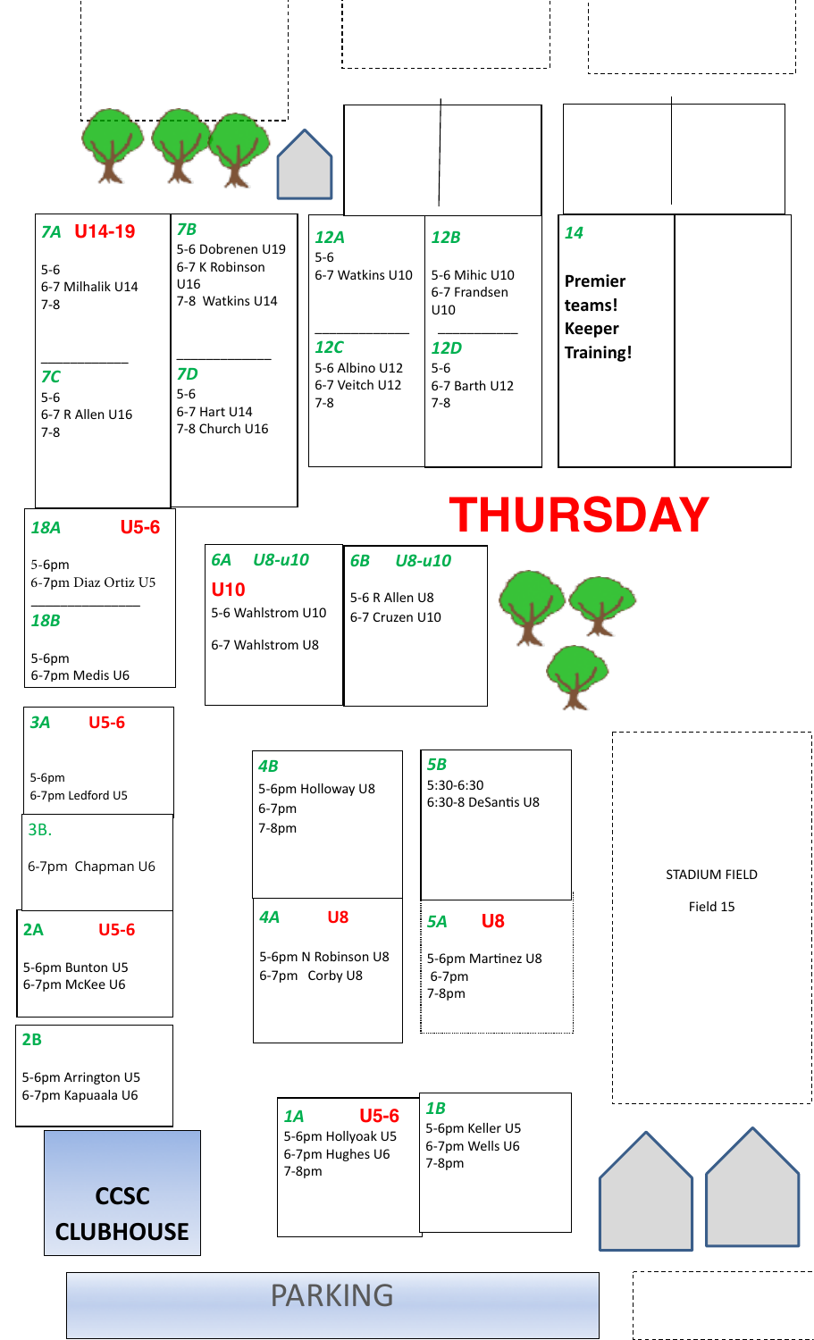# THURSDAY

**7A U14-19**
5-6
6-7 Milhalik U14
7-8

**7B**
5-6 Dobrenen U19
6-7 K Robinson U16
7-8 Watkins U14

**7C**
5-6
6-7 R Allen U16
7-8

**7D**
5-6
6-7 Hart U14
7-8 Church U16

**12A**
5-6
6-7 Watkins U10

**12B**
5-6 Mihic U10
6-7 Frandsen U10

**12C**
5-6 Albino U12
6-7 Veitch U12
7-8

**12D**
5-6
6-7 Barth U12
7-8

**14**
**Premier teams! Keeper Training!**

**18A U5-6**
5-6pm
6-7pm Diaz Ortiz U5

**18B**
5-6pm
6-7pm Medis U6

**6A U8-u10**
**U10**
5-6 Wahlstrom U10
6-7 Wahlstrom U8

**6B U8-u10**
5-6 R Allen U8
6-7 Cruzen U10

**3A U5-6**
5-6pm
6-7pm Ledford U5

**3B.**
6-7pm Chapman U6

**4B**
5-6pm Holloway U8
6-7pm
7-8pm

**5B**
5:30-6:30
6:30-8 DeSantis U8

STADIUM FIELD
Field 15

**2A U5-6**
5-6pm Bunton U5
6-7pm McKee U6

**4A U8**
5-6pm N Robinson U8
6-7pm Corby U8

**5A U8**
5-6pm Martinez U8
6-7pm
7-8pm

**2B**
5-6pm Arrington U5
6-7pm Kapuaala U6

**1A U5-6**
5-6pm Hollyoak U5
6-7pm Hughes U6
7-8pm

**1B**
5-6pm Keller U5
6-7pm Wells U6
7-8pm

**CCSC CLUBHOUSE**

PARKING